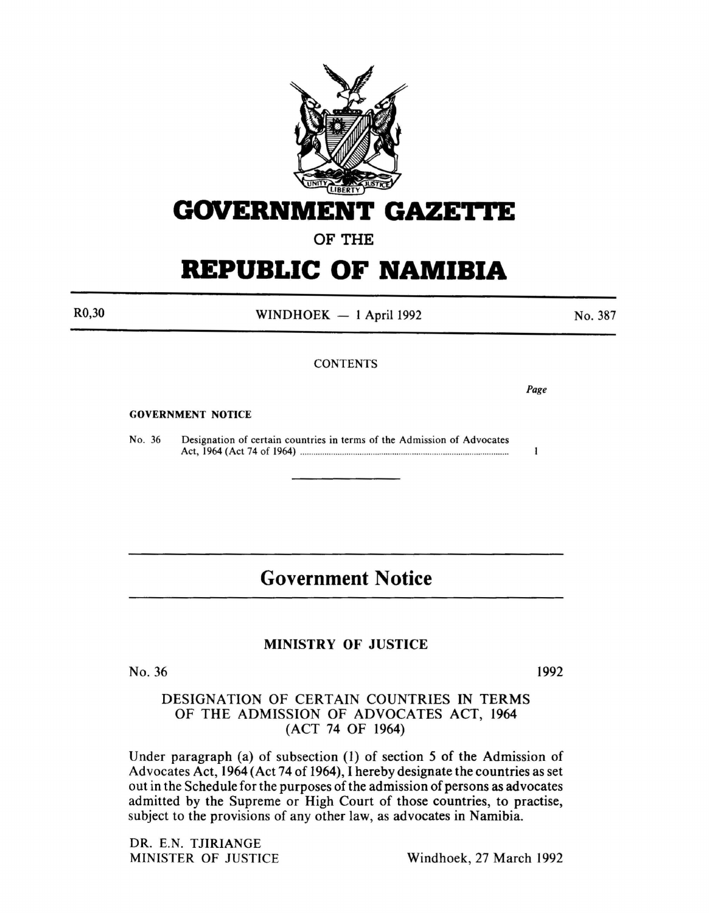# GOVERNMENT GAZETTE

## OF THE

# REPUBLIC OF NAMIBIA

R0,30 WINDHOEK — 1 April 1992 No. 387

CONTENTS

| | | Page |
|---|---|---|
| **GOVERNMENT NOTICE** | | |
| No. 36 | Designation of certain countries in terms of the Admission of Advocates Act, 1964 (Act 74 of 1964) | 1 |

---

## Government Notice

### MINISTRY OF JUSTICE

No. 36 1992

### DESIGNATION OF CERTAIN COUNTRIES IN TERMS OF THE ADMISSION OF ADVOCATES ACT, 1964 (ACT 74 OF 1964)

Under paragraph (a) of subsection (1) of section 5 of the Admission of Advocates Act, 1964 (Act 74 of 1964), I hereby designate the countries as set out in the Schedule for the purposes of the admission of persons as advocates admitted by the Supreme or High Court of those countries, to practise, subject to the provisions of any other law, as advocates in Namibia.

DR. E.N. TJIRIANGE
MINISTER OF JUSTICE

Windhoek, 27 March 1992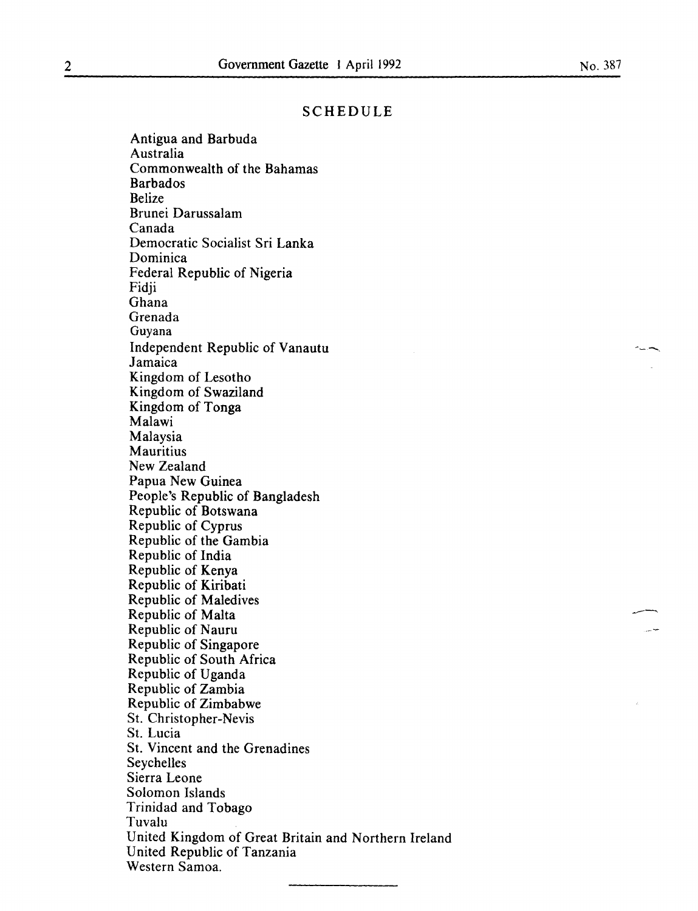## SCHEDULE

Antigua and Barbuda
Australia
Commonwealth of the Bahamas
Barbados
Belize
Brunei Darussalam
Canada
Democratic Socialist Sri Lanka
Dominica
Federal Republic of Nigeria
Fidji
Ghana
Grenada
Guyana
Independent Republic of Vanautu
Jamaica
Kingdom of Lesotho
Kingdom of Swaziland
Kingdom of Tonga
Malawi
Malaysia
Mauritius
New Zealand
Papua New Guinea
People's Republic of Bangladesh
Republic of Botswana
Republic of Cyprus
Republic of the Gambia
Republic of India
Republic of Kenya
Republic of Kiribati
Republic of Maledives
Republic of Malta
Republic of Nauru
Republic of Singapore
Republic of South Africa
Republic of Uganda
Republic of Zambia
Republic of Zimbabwe
St. Christopher-Nevis
St. Lucia
St. Vincent and the Grenadines
Seychelles
Sierra Leone
Solomon Islands
Trinidad and Tobago
Tuvalu
United Kingdom of Great Britain and Northern Ireland
United Republic of Tanzania
Western Samoa.